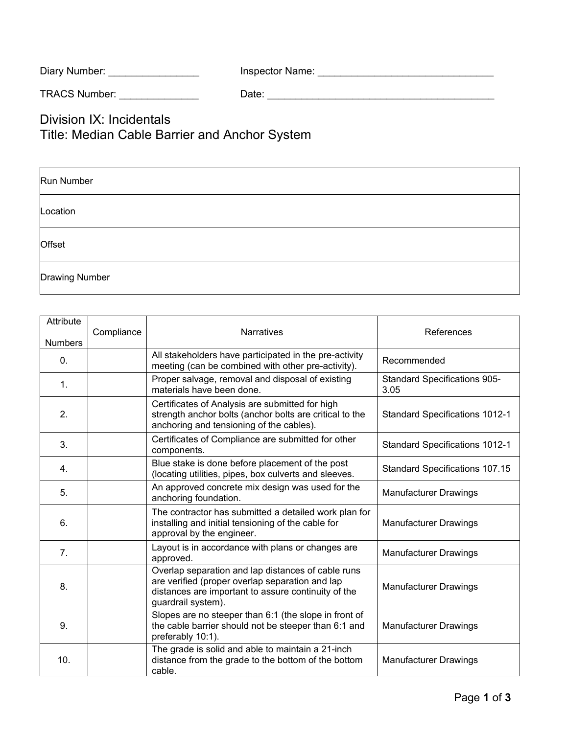Diary Number: ________________ Inspector Name: ________________________________

TRACS Number: ______________ Date: __________________________________________

# Division IX: Incidentals
# Title: Median Cable Barrier and Anchor System

| Run Number |
|---|
| Location |
| Offset |
| Drawing Number |

| Attribute Numbers | Compliance | Narratives | References |
|---|---|---|---|
| 0. | | All stakeholders have participated in the pre-activity meeting (can be combined with other pre-activity). | Recommended |
| 1. | | Proper salvage, removal and disposal of existing materials have been done. | Standard Specifications 905-3.05 |
| 2. | | Certificates of Analysis are submitted for high strength anchor bolts (anchor bolts are critical to the anchoring and tensioning of the cables). | Standard Specifications 1012-1 |
| 3. | | Certificates of Compliance are submitted for other components. | Standard Specifications 1012-1 |
| 4. | | Blue stake is done before placement of the post (locating utilities, pipes, box culverts and sleeves. | Standard Specifications 107.15 |
| 5. | | An approved concrete mix design was used for the anchoring foundation. | Manufacturer Drawings |
| 6. | | The contractor has submitted a detailed work plan for installing and initial tensioning of the cable for approval by the engineer. | Manufacturer Drawings |
| 7. | | Layout is in accordance with plans or changes are approved. | Manufacturer Drawings |
| 8. | | Overlap separation and lap distances of cable runs are verified (proper overlap separation and lap distances are important to assure continuity of the guardrail system). | Manufacturer Drawings |
| 9. | | Slopes are no steeper than 6:1 (the slope in front of the cable barrier should not be steeper than 6:1 and preferably 10:1). | Manufacturer Drawings |
| 10. | | The grade is solid and able to maintain a 21-inch distance from the grade to the bottom of the bottom cable. | Manufacturer Drawings |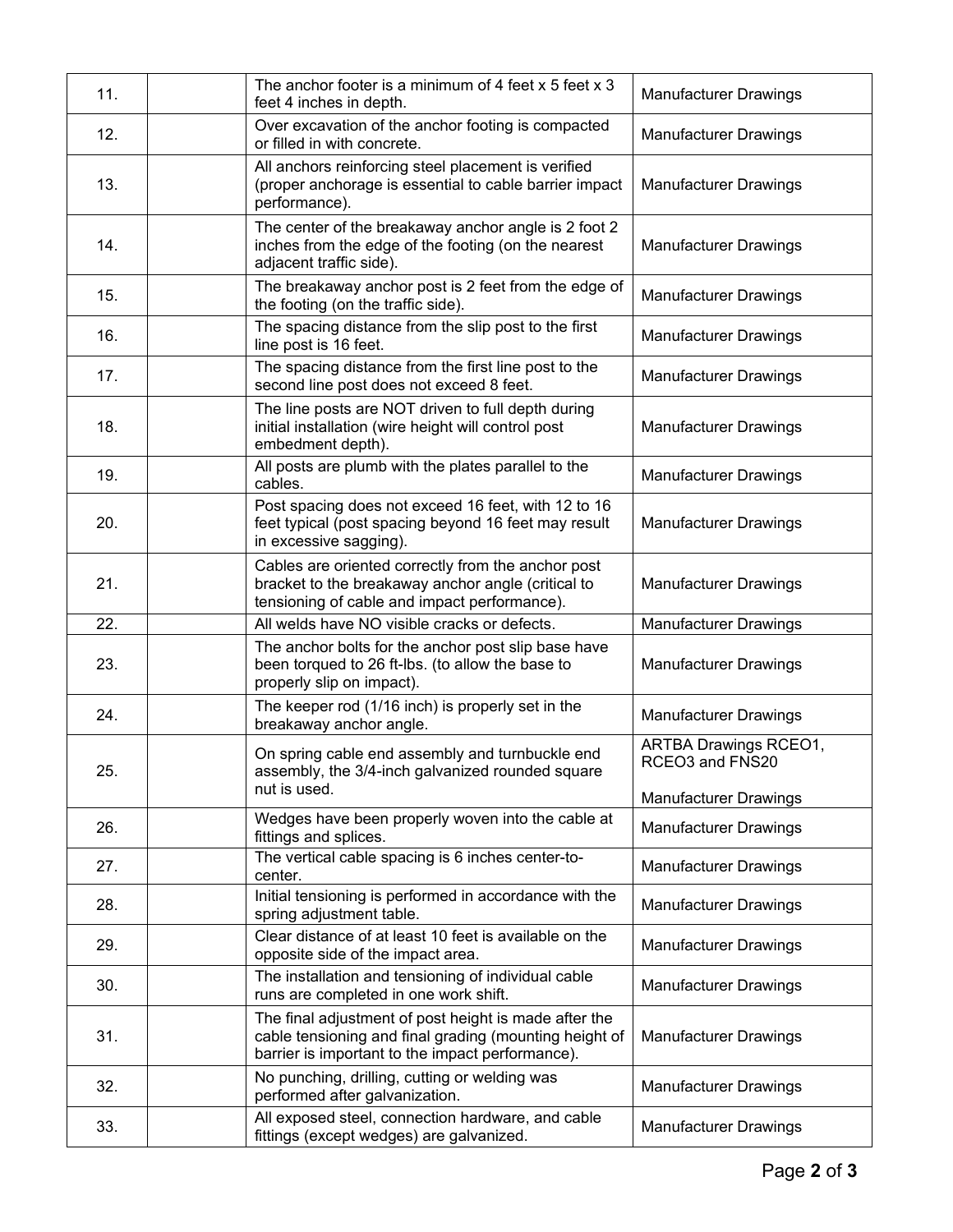| | | | |
|---|---|---|---|
| 11. | | The anchor footer is a minimum of 4 feet x 5 feet x 3 feet 4 inches in depth. | Manufacturer Drawings |
| 12. | | Over excavation of the anchor footing is compacted or filled in with concrete. | Manufacturer Drawings |
| 13. | | All anchors reinforcing steel placement is verified (proper anchorage is essential to cable barrier impact performance). | Manufacturer Drawings |
| 14. | | The center of the breakaway anchor angle is 2 foot 2 inches from the edge of the footing (on the nearest adjacent traffic side). | Manufacturer Drawings |
| 15. | | The breakaway anchor post is 2 feet from the edge of the footing (on the traffic side). | Manufacturer Drawings |
| 16. | | The spacing distance from the slip post to the first line post is 16 feet. | Manufacturer Drawings |
| 17. | | The spacing distance from the first line post to the second line post does not exceed 8 feet. | Manufacturer Drawings |
| 18. | | The line posts are NOT driven to full depth during initial installation (wire height will control post embedment depth). | Manufacturer Drawings |
| 19. | | All posts are plumb with the plates parallel to the cables. | Manufacturer Drawings |
| 20. | | Post spacing does not exceed 16 feet, with 12 to 16 feet typical (post spacing beyond 16 feet may result in excessive sagging). | Manufacturer Drawings |
| 21. | | Cables are oriented correctly from the anchor post bracket to the breakaway anchor angle (critical to tensioning of cable and impact performance). | Manufacturer Drawings |
| 22. | | All welds have NO visible cracks or defects. | Manufacturer Drawings |
| 23. | | The anchor bolts for the anchor post slip base have been torqued to 26 ft-lbs. (to allow the base to properly slip on impact). | Manufacturer Drawings |
| 24. | | The keeper rod (1/16 inch) is properly set in the breakaway anchor angle. | Manufacturer Drawings |
| 25. | | On spring cable end assembly and turnbuckle end assembly, the 3/4-inch galvanized rounded square nut is used. | ARTBA Drawings RCEO1, RCEO3 and FNS20<br><br>Manufacturer Drawings |
| 26. | | Wedges have been properly woven into the cable at fittings and splices. | Manufacturer Drawings |
| 27. | | The vertical cable spacing is 6 inches center-to-center. | Manufacturer Drawings |
| 28. | | Initial tensioning is performed in accordance with the spring adjustment table. | Manufacturer Drawings |
| 29. | | Clear distance of at least 10 feet is available on the opposite side of the impact area. | Manufacturer Drawings |
| 30. | | The installation and tensioning of individual cable runs are completed in one work shift. | Manufacturer Drawings |
| 31. | | The final adjustment of post height is made after the cable tensioning and final grading (mounting height of barrier is important to the impact performance). | Manufacturer Drawings |
| 32. | | No punching, drilling, cutting or welding was performed after galvanization. | Manufacturer Drawings |
| 33. | | All exposed steel, connection hardware, and cable fittings (except wedges) are galvanized. | Manufacturer Drawings |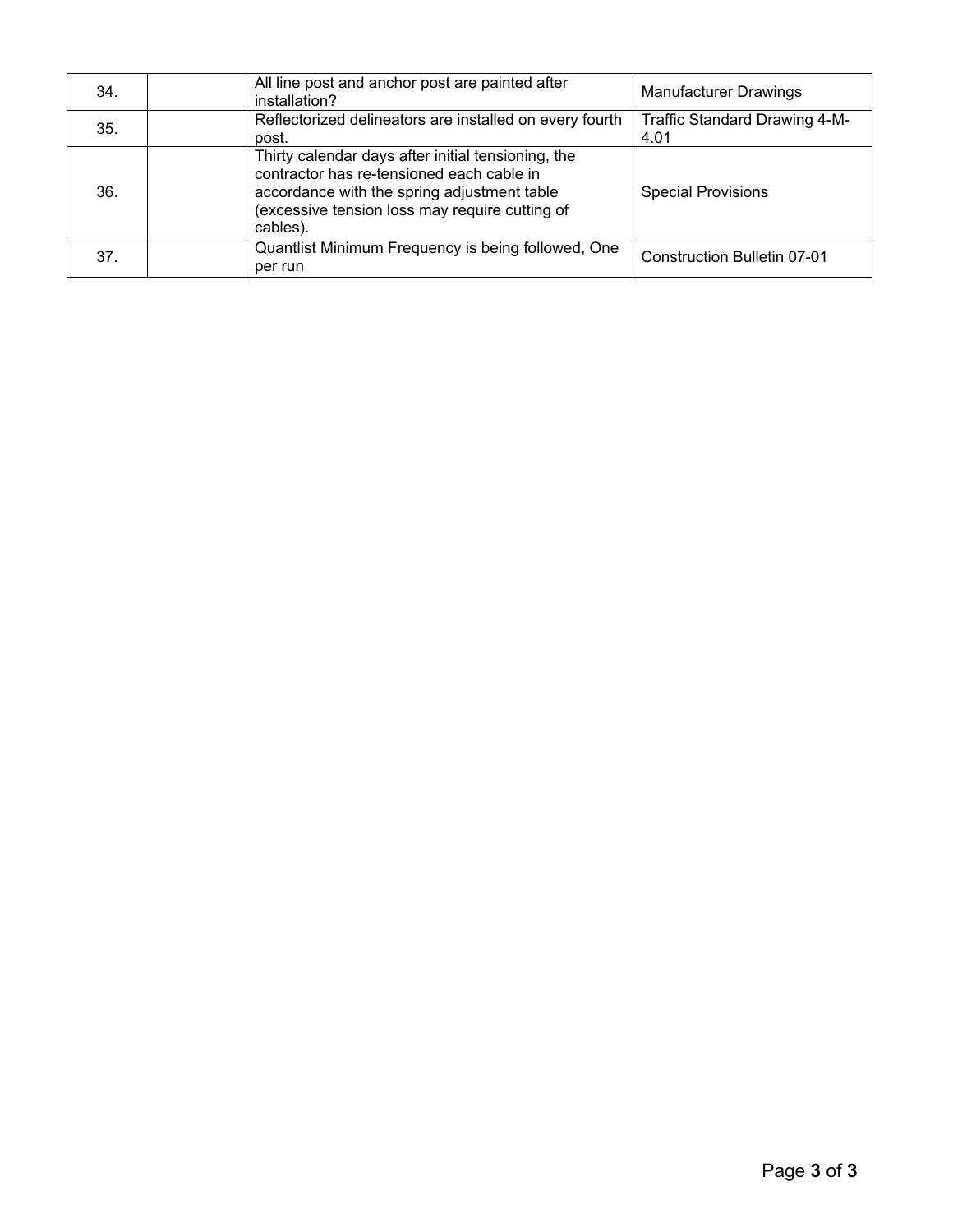| | | | |
|---|---|---|---|
| 34. | | All line post and anchor post are painted after installation? | Manufacturer Drawings |
| 35. | | Reflectorized delineators are installed on every fourth post. | Traffic Standard Drawing 4-M-4.01 |
| 36. | | Thirty calendar days after initial tensioning, the contractor has re-tensioned each cable in accordance with the spring adjustment table (excessive tension loss may require cutting of cables). | Special Provisions |
| 37. | | Quantlist Minimum Frequency is being followed, One per run | Construction Bulletin 07-01 |